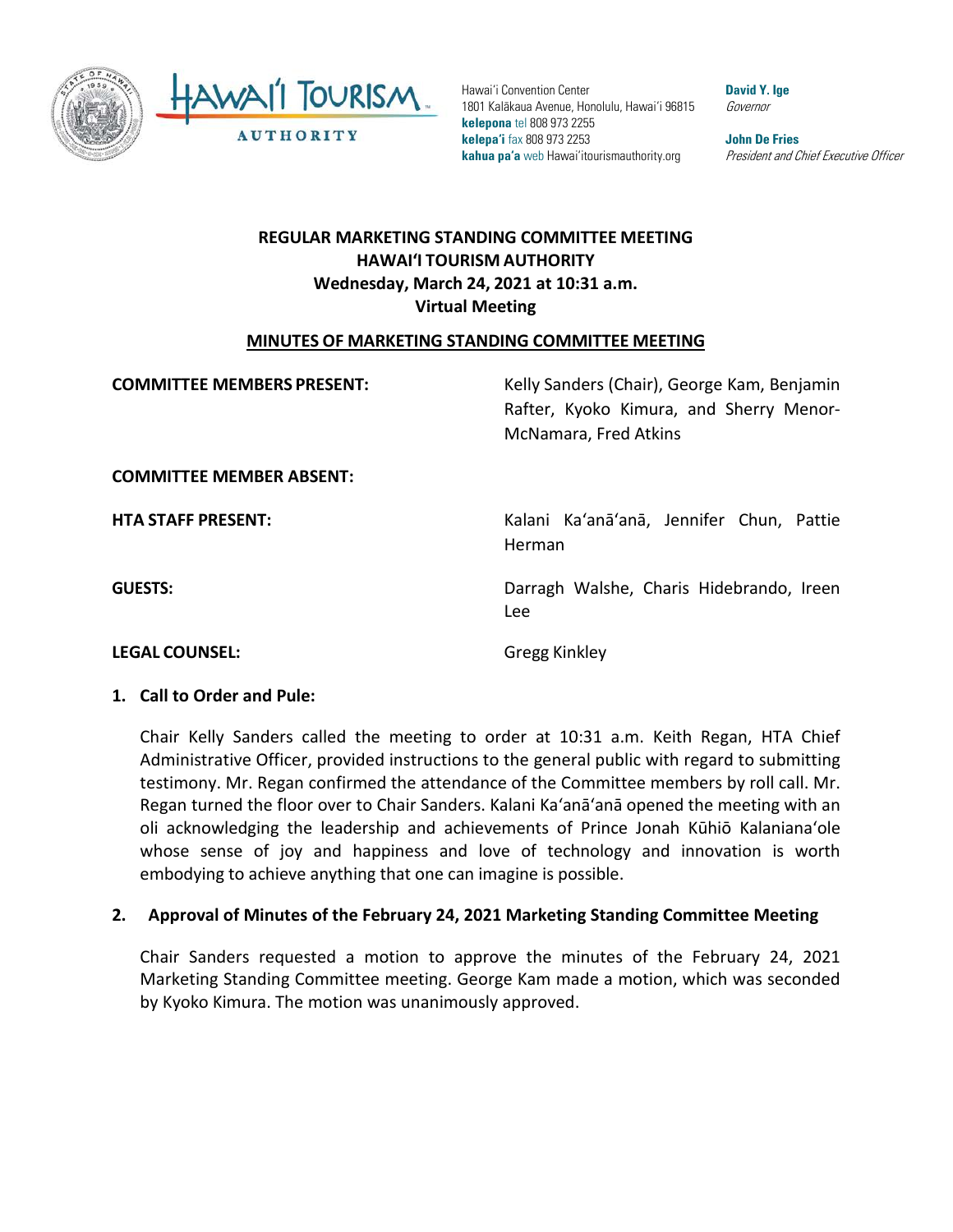Hawaiʻi Convention Center
1801 Kalākaua Avenue, Honolulu, Hawaiʻi 96815
**kelepona** tel 808 973 2255
**kelepaʻi** fax 808 973 2253
**kahua paʻa** web Hawaiʻitourismauthority.org

**David Y. Ige**
*Governor*

**John De Fries**
*President and Chief Executive Officer*

# REGULAR MARKETING STANDING COMMITTEE MEETING
# HAWAIʻI TOURISM AUTHORITY
# Wednesday, March 24, 2021 at 10:31 a.m.
# Virtual Meeting

## MINUTES OF MARKETING STANDING COMMITTEE MEETING

**COMMITTEE MEMBERS PRESENT:** Kelly Sanders (Chair), George Kam, Benjamin Rafter, Kyoko Kimura, and Sherry Menor-McNamara, Fred Atkins

**COMMITTEE MEMBER ABSENT:**

**HTA STAFF PRESENT:** Kalani Kaʻanāʻanā, Jennifer Chun, Pattie Herman

**GUESTS:** Darragh Walshe, Charis Hidebrando, Ireen Lee

**LEGAL COUNSEL:** Gregg Kinkley

### 1. Call to Order and Pule:

Chair Kelly Sanders called the meeting to order at 10:31 a.m. Keith Regan, HTA Chief Administrative Officer, provided instructions to the general public with regard to submitting testimony. Mr. Regan confirmed the attendance of the Committee members by roll call. Mr. Regan turned the floor over to Chair Sanders. Kalani Kaʻanāʻanā opened the meeting with an oli acknowledging the leadership and achievements of Prince Jonah Kūhiō Kalanianaʻole whose sense of joy and happiness and love of technology and innovation is worth embodying to achieve anything that one can imagine is possible.

### 2. Approval of Minutes of the February 24, 2021 Marketing Standing Committee Meeting

Chair Sanders requested a motion to approve the minutes of the February 24, 2021 Marketing Standing Committee meeting. George Kam made a motion, which was seconded by Kyoko Kimura. The motion was unanimously approved.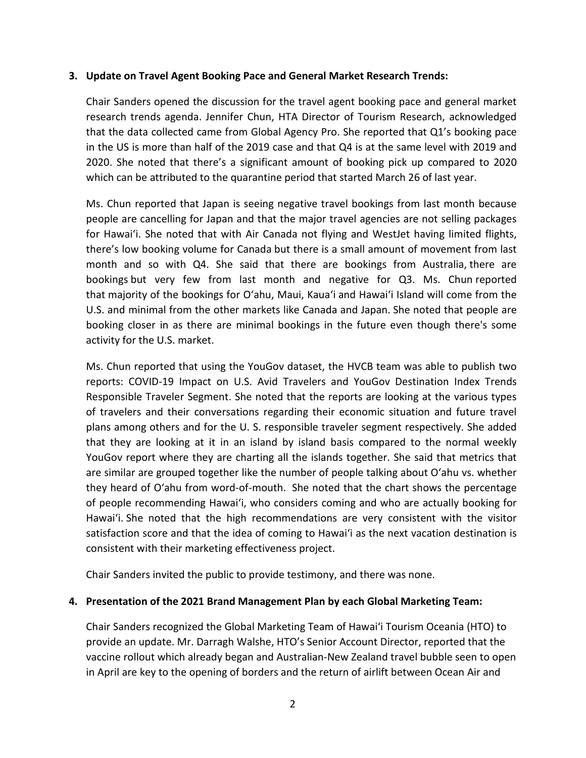3. **Update on Travel Agent Booking Pace and General Market Research Trends:**

   Chair Sanders opened the discussion for the travel agent booking pace and general market research trends agenda. Jennifer Chun, HTA Director of Tourism Research, acknowledged that the data collected came from Global Agency Pro. She reported that Q1's booking pace in the US is more than half of the 2019 case and that Q4 is at the same level with 2019 and 2020. She noted that there's a significant amount of booking pick up compared to 2020 which can be attributed to the quarantine period that started March 26 of last year.

   Ms. Chun reported that Japan is seeing negative travel bookings from last month because people are cancelling for Japan and that the major travel agencies are not selling packages for Hawai'i. She noted that with Air Canada not flying and WestJet having limited flights, there's low booking volume for Canada but there is a small amount of movement from last month and so with Q4. She said that there are bookings from Australia, there are bookings but very few from last month and negative for Q3. Ms. Chun reported that majority of the bookings for O'ahu, Maui, Kaua'i and Hawai'i Island will come from the U.S. and minimal from the other markets like Canada and Japan. She noted that people are booking closer in as there are minimal bookings in the future even though there's some activity for the U.S. market.

   Ms. Chun reported that using the YouGov dataset, the HVCB team was able to publish two reports: COVID-19 Impact on U.S. Avid Travelers and YouGov Destination Index Trends Responsible Traveler Segment. She noted that the reports are looking at the various types of travelers and their conversations regarding their economic situation and future travel plans among others and for the U. S. responsible traveler segment respectively. She added that they are looking at it in an island by island basis compared to the normal weekly YouGov report where they are charting all the islands together. She said that metrics that are similar are grouped together like the number of people talking about O'ahu vs. whether they heard of O'ahu from word-of-mouth. She noted that the chart shows the percentage of people recommending Hawai'i, who considers coming and who are actually booking for Hawai'i. She noted that the high recommendations are very consistent with the visitor satisfaction score and that the idea of coming to Hawai'i as the next vacation destination is consistent with their marketing effectiveness project.

   Chair Sanders invited the public to provide testimony, and there was none.

4. **Presentation of the 2021 Brand Management Plan by each Global Marketing Team:**

   Chair Sanders recognized the Global Marketing Team of Hawai'i Tourism Oceania (HTO) to provide an update. Mr. Darragh Walshe, HTO's Senior Account Director, reported that the vaccine rollout which already began and Australian-New Zealand travel bubble seen to open in April are key to the opening of borders and the return of airlift between Ocean Air and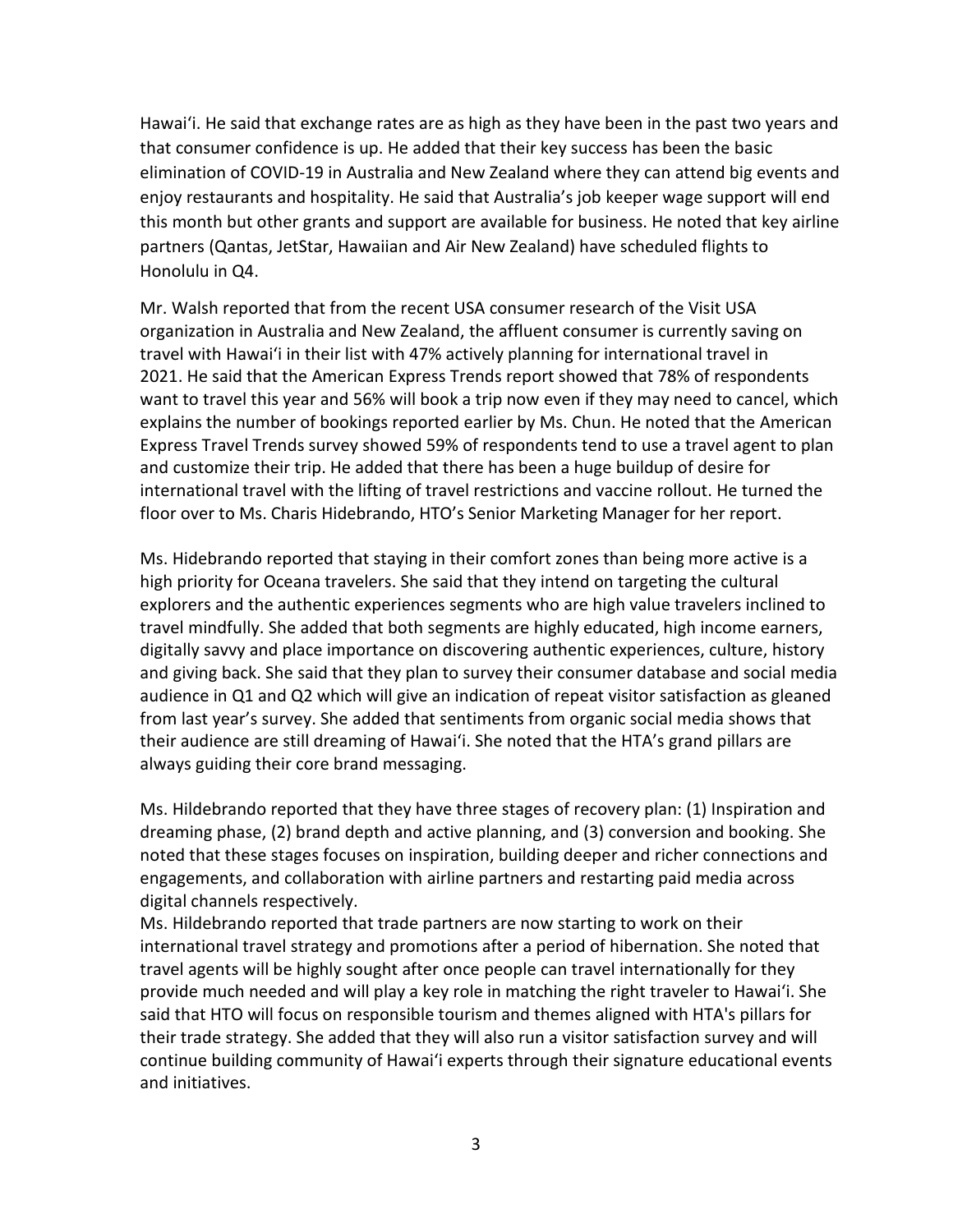Hawaiʻi. He said that exchange rates are as high as they have been in the past two years and that consumer confidence is up. He added that their key success has been the basic elimination of COVID-19 in Australia and New Zealand where they can attend big events and enjoy restaurants and hospitality. He said that Australia's job keeper wage support will end this month but other grants and support are available for business. He noted that key airline partners (Qantas, JetStar, Hawaiian and Air New Zealand) have scheduled flights to Honolulu in Q4.

Mr. Walsh reported that from the recent USA consumer research of the Visit USA organization in Australia and New Zealand, the affluent consumer is currently saving on travel with Hawaiʻi in their list with 47% actively planning for international travel in 2021. He said that the American Express Trends report showed that 78% of respondents want to travel this year and 56% will book a trip now even if they may need to cancel, which explains the number of bookings reported earlier by Ms. Chun. He noted that the American Express Travel Trends survey showed 59% of respondents tend to use a travel agent to plan and customize their trip. He added that there has been a huge buildup of desire for international travel with the lifting of travel restrictions and vaccine rollout. He turned the floor over to Ms. Charis Hidebrando, HTO's Senior Marketing Manager for her report.

Ms. Hidebrando reported that staying in their comfort zones than being more active is a high priority for Oceana travelers. She said that they intend on targeting the cultural explorers and the authentic experiences segments who are high value travelers inclined to travel mindfully. She added that both segments are highly educated, high income earners, digitally savvy and place importance on discovering authentic experiences, culture, history and giving back. She said that they plan to survey their consumer database and social media audience in Q1 and Q2 which will give an indication of repeat visitor satisfaction as gleaned from last year's survey. She added that sentiments from organic social media shows that their audience are still dreaming of Hawaiʻi. She noted that the HTA's grand pillars are always guiding their core brand messaging.

Ms. Hildebrando reported that they have three stages of recovery plan: (1) Inspiration and dreaming phase, (2) brand depth and active planning, and (3) conversion and booking. She noted that these stages focuses on inspiration, building deeper and richer connections and engagements, and collaboration with airline partners and restarting paid media across digital channels respectively.

Ms. Hildebrando reported that trade partners are now starting to work on their international travel strategy and promotions after a period of hibernation. She noted that travel agents will be highly sought after once people can travel internationally for they provide much needed and will play a key role in matching the right traveler to Hawaiʻi. She said that HTO will focus on responsible tourism and themes aligned with HTA's pillars for their trade strategy. She added that they will also run a visitor satisfaction survey and will continue building community of Hawaiʻi experts through their signature educational events and initiatives.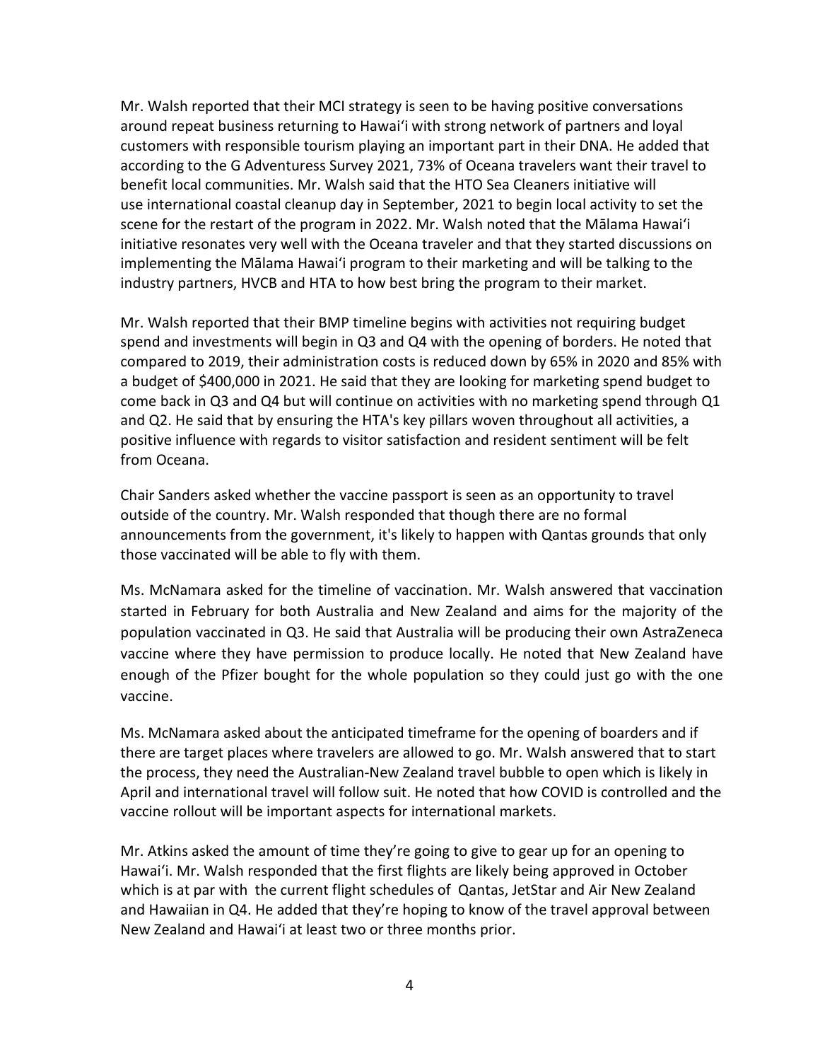Mr. Walsh reported that their MCI strategy is seen to be having positive conversations around repeat business returning to Hawaiʻi with strong network of partners and loyal customers with responsible tourism playing an important part in their DNA. He added that according to the G Adventuress Survey 2021, 73% of Oceana travelers want their travel to benefit local communities. Mr. Walsh said that the HTO Sea Cleaners initiative will use international coastal cleanup day in September, 2021 to begin local activity to set the scene for the restart of the program in 2022. Mr. Walsh noted that the Mālama Hawaiʻi initiative resonates very well with the Oceana traveler and that they started discussions on implementing the Mālama Hawaiʻi program to their marketing and will be talking to the industry partners, HVCB and HTA to how best bring the program to their market.

Mr. Walsh reported that their BMP timeline begins with activities not requiring budget spend and investments will begin in Q3 and Q4 with the opening of borders. He noted that compared to 2019, their administration costs is reduced down by 65% in 2020 and 85% with a budget of $400,000 in 2021. He said that they are looking for marketing spend budget to come back in Q3 and Q4 but will continue on activities with no marketing spend through Q1 and Q2. He said that by ensuring the HTA's key pillars woven throughout all activities, a positive influence with regards to visitor satisfaction and resident sentiment will be felt from Oceana.

Chair Sanders asked whether the vaccine passport is seen as an opportunity to travel outside of the country. Mr. Walsh responded that though there are no formal announcements from the government, it's likely to happen with Qantas grounds that only those vaccinated will be able to fly with them.

Ms. McNamara asked for the timeline of vaccination. Mr. Walsh answered that vaccination started in February for both Australia and New Zealand and aims for the majority of the population vaccinated in Q3. He said that Australia will be producing their own AstraZeneca vaccine where they have permission to produce locally. He noted that New Zealand have enough of the Pfizer bought for the whole population so they could just go with the one vaccine.

Ms. McNamara asked about the anticipated timeframe for the opening of boarders and if there are target places where travelers are allowed to go. Mr. Walsh answered that to start the process, they need the Australian-New Zealand travel bubble to open which is likely in April and international travel will follow suit. He noted that how COVID is controlled and the vaccine rollout will be important aspects for international markets.

Mr. Atkins asked the amount of time they're going to give to gear up for an opening to Hawaiʻi. Mr. Walsh responded that the first flights are likely being approved in October which is at par with the current flight schedules of Qantas, JetStar and Air New Zealand and Hawaiian in Q4. He added that they're hoping to know of the travel approval between New Zealand and Hawaiʻi at least two or three months prior.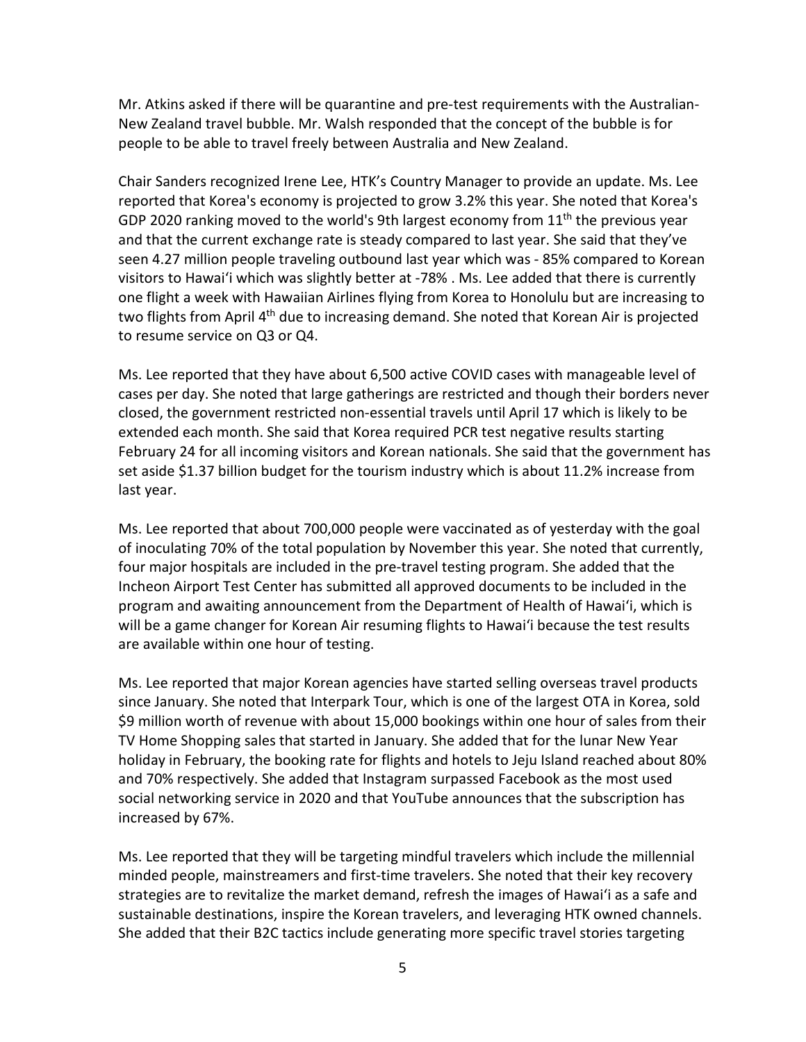Mr. Atkins asked if there will be quarantine and pre-test requirements with the Australian-New Zealand travel bubble. Mr. Walsh responded that the concept of the bubble is for people to be able to travel freely between Australia and New Zealand.

Chair Sanders recognized Irene Lee, HTK's Country Manager to provide an update. Ms. Lee reported that Korea's economy is projected to grow 3.2% this year. She noted that Korea's GDP 2020 ranking moved to the world's 9th largest economy from 11th the previous year and that the current exchange rate is steady compared to last year. She said that they've seen 4.27 million people traveling outbound last year which was - 85% compared to Korean visitors to Hawaiʻi which was slightly better at -78% . Ms. Lee added that there is currently one flight a week with Hawaiian Airlines flying from Korea to Honolulu but are increasing to two flights from April 4th due to increasing demand. She noted that Korean Air is projected to resume service on Q3 or Q4.

Ms. Lee reported that they have about 6,500 active COVID cases with manageable level of cases per day. She noted that large gatherings are restricted and though their borders never closed, the government restricted non-essential travels until April 17 which is likely to be extended each month. She said that Korea required PCR test negative results starting February 24 for all incoming visitors and Korean nationals. She said that the government has set aside $1.37 billion budget for the tourism industry which is about 11.2% increase from last year.

Ms. Lee reported that about 700,000 people were vaccinated as of yesterday with the goal of inoculating 70% of the total population by November this year. She noted that currently, four major hospitals are included in the pre-travel testing program. She added that the Incheon Airport Test Center has submitted all approved documents to be included in the program and awaiting announcement from the Department of Health of Hawaiʻi, which is will be a game changer for Korean Air resuming flights to Hawaiʻi because the test results are available within one hour of testing.

Ms. Lee reported that major Korean agencies have started selling overseas travel products since January. She noted that Interpark Tour, which is one of the largest OTA in Korea, sold $9 million worth of revenue with about 15,000 bookings within one hour of sales from their TV Home Shopping sales that started in January. She added that for the lunar New Year holiday in February, the booking rate for flights and hotels to Jeju Island reached about 80% and 70% respectively. She added that Instagram surpassed Facebook as the most used social networking service in 2020 and that YouTube announces that the subscription has increased by 67%.

Ms. Lee reported that they will be targeting mindful travelers which include the millennial minded people, mainstreamers and first-time travelers. She noted that their key recovery strategies are to revitalize the market demand, refresh the images of Hawaiʻi as a safe and sustainable destinations, inspire the Korean travelers, and leveraging HTK owned channels. She added that their B2C tactics include generating more specific travel stories targeting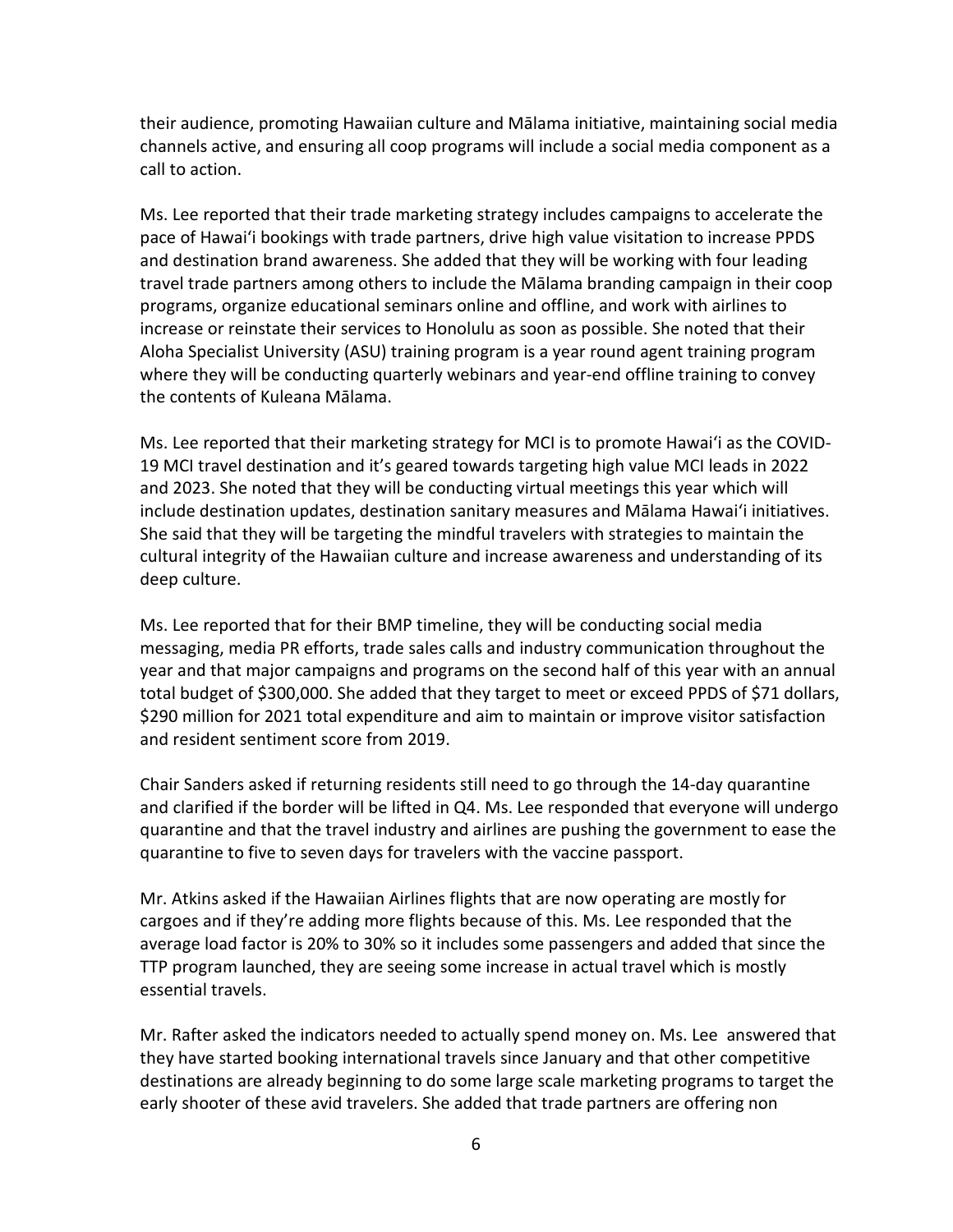their audience, promoting Hawaiian culture and Mālama initiative, maintaining social media channels active, and ensuring all coop programs will include a social media component as a call to action.

Ms. Lee reported that their trade marketing strategy includes campaigns to accelerate the pace of Hawaiʻi bookings with trade partners, drive high value visitation to increase PPDS and destination brand awareness. She added that they will be working with four leading travel trade partners among others to include the Mālama branding campaign in their coop programs, organize educational seminars online and offline, and work with airlines to increase or reinstate their services to Honolulu as soon as possible. She noted that their Aloha Specialist University (ASU) training program is a year round agent training program where they will be conducting quarterly webinars and year-end offline training to convey the contents of Kuleana Mālama.

Ms. Lee reported that their marketing strategy for MCI is to promote Hawaiʻi as the COVID-19 MCI travel destination and it's geared towards targeting high value MCI leads in 2022 and 2023. She noted that they will be conducting virtual meetings this year which will include destination updates, destination sanitary measures and Mālama Hawaiʻi initiatives. She said that they will be targeting the mindful travelers with strategies to maintain the cultural integrity of the Hawaiian culture and increase awareness and understanding of its deep culture.

Ms. Lee reported that for their BMP timeline, they will be conducting social media messaging, media PR efforts, trade sales calls and industry communication throughout the year and that major campaigns and programs on the second half of this year with an annual total budget of $300,000. She added that they target to meet or exceed PPDS of $71 dollars, $290 million for 2021 total expenditure and aim to maintain or improve visitor satisfaction and resident sentiment score from 2019.

Chair Sanders asked if returning residents still need to go through the 14-day quarantine and clarified if the border will be lifted in Q4. Ms. Lee responded that everyone will undergo quarantine and that the travel industry and airlines are pushing the government to ease the quarantine to five to seven days for travelers with the vaccine passport.

Mr. Atkins asked if the Hawaiian Airlines flights that are now operating are mostly for cargoes and if they're adding more flights because of this. Ms. Lee responded that the average load factor is 20% to 30% so it includes some passengers and added that since the TTP program launched, they are seeing some increase in actual travel which is mostly essential travels.

Mr. Rafter asked the indicators needed to actually spend money on. Ms. Lee answered that they have started booking international travels since January and that other competitive destinations are already beginning to do some large scale marketing programs to target the early shooter of these avid travelers. She added that trade partners are offering non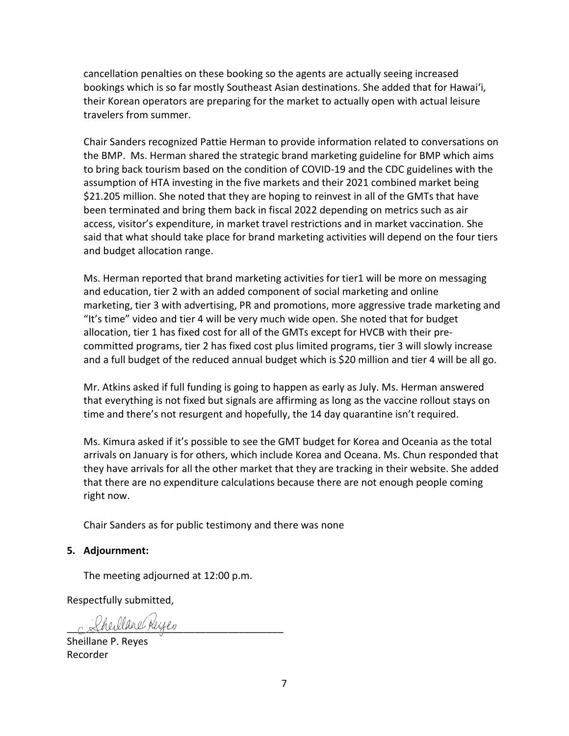cancellation penalties on these booking so the agents are actually seeing increased bookings which is so far mostly Southeast Asian destinations. She added that for Hawai'i, their Korean operators are preparing for the market to actually open with actual leisure travelers from summer.

Chair Sanders recognized Pattie Herman to provide information related to conversations on the BMP. Ms. Herman shared the strategic brand marketing guideline for BMP which aims to bring back tourism based on the condition of COVID-19 and the CDC guidelines with the assumption of HTA investing in the five markets and their 2021 combined market being $21.205 million. She noted that they are hoping to reinvest in all of the GMTs that have been terminated and bring them back in fiscal 2022 depending on metrics such as air access, visitor's expenditure, in market travel restrictions and in market vaccination. She said that what should take place for brand marketing activities will depend on the four tiers and budget allocation range.

Ms. Herman reported that brand marketing activities for tier1 will be more on messaging and education, tier 2 with an added component of social marketing and online marketing, tier 3 with advertising, PR and promotions, more aggressive trade marketing and "It's time" video and tier 4 will be very much wide open. She noted that for budget allocation, tier 1 has fixed cost for all of the GMTs except for HVCB with their pre-committed programs, tier 2 has fixed cost plus limited programs, tier 3 will slowly increase and a full budget of the reduced annual budget which is $20 million and tier 4 will be all go.

Mr. Atkins asked if full funding is going to happen as early as July. Ms. Herman answered that everything is not fixed but signals are affirming as long as the vaccine rollout stays on time and there's not resurgent and hopefully, the 14 day quarantine isn't required.

Ms. Kimura asked if it's possible to see the GMT budget for Korea and Oceania as the total arrivals on January is for others, which include Korea and Oceana. Ms. Chun responded that they have arrivals for all the other market that they are tracking in their website. She added that there are no expenditure calculations because there are not enough people coming right now.

Chair Sanders as for public testimony and there was none

**5. Adjournment:**

The meeting adjourned at 12:00 p.m.

Respectfully submitted,

Sheillane P. Reyes
Recorder